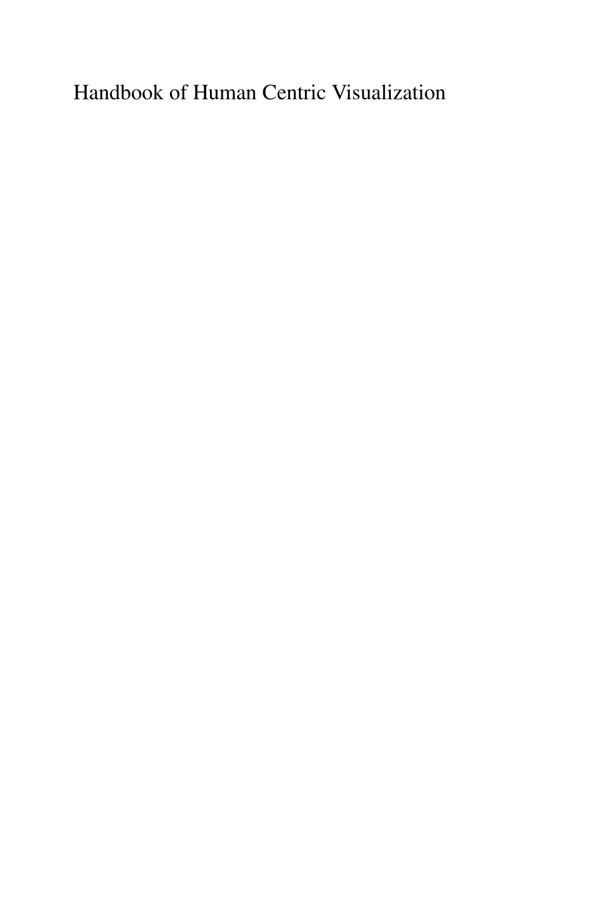Handbook of Human Centric Visualization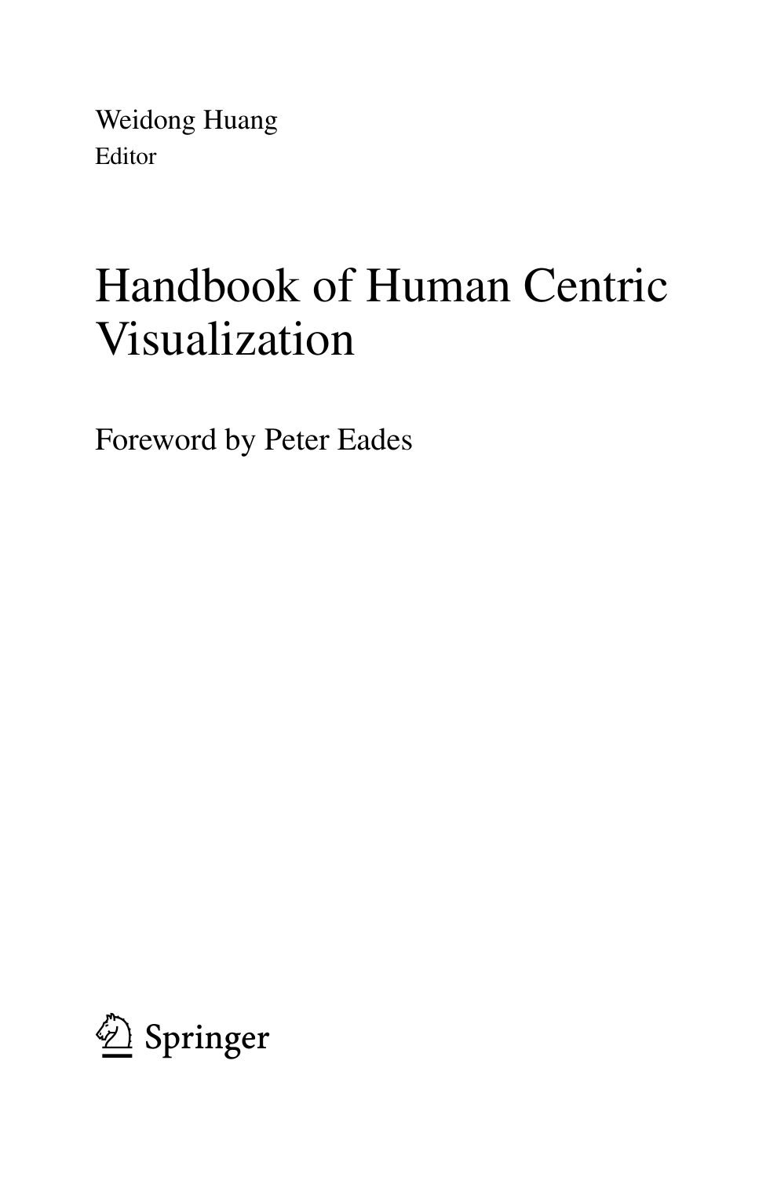Weidong Huang
Editor

# Handbook of Human Centric Visualization

Foreword by Peter Eades

Springer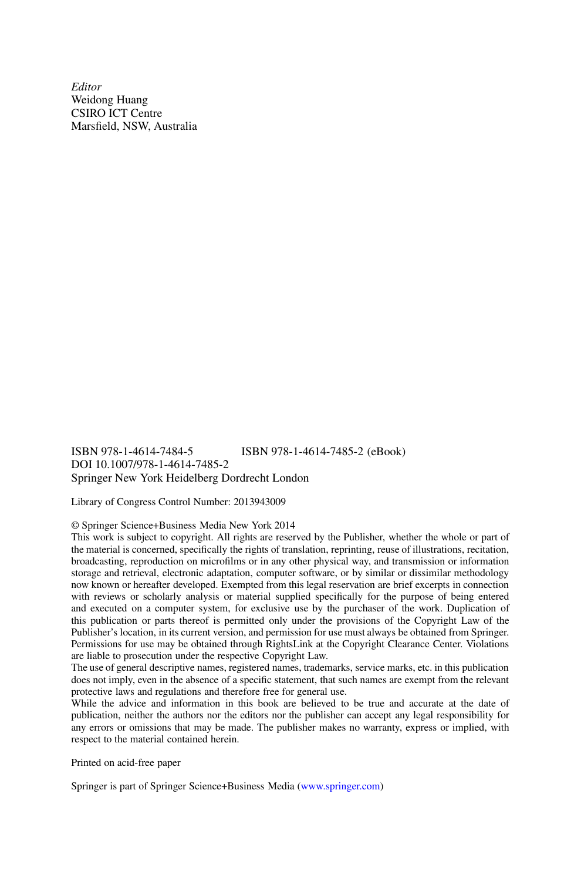*Editor*
Weidong Huang
CSIRO ICT Centre
Marsfield, NSW, Australia

ISBN 978-1-4614-7484-5    ISBN 978-1-4614-7485-2 (eBook)
DOI 10.1007/978-1-4614-7485-2
Springer New York Heidelberg Dordrecht London

Library of Congress Control Number: 2013943009

© Springer Science+Business Media New York 2014
This work is subject to copyright. All rights are reserved by the Publisher, whether the whole or part of the material is concerned, specifically the rights of translation, reprinting, reuse of illustrations, recitation, broadcasting, reproduction on microfilms or in any other physical way, and transmission or information storage and retrieval, electronic adaptation, computer software, or by similar or dissimilar methodology now known or hereafter developed. Exempted from this legal reservation are brief excerpts in connection with reviews or scholarly analysis or material supplied specifically for the purpose of being entered and executed on a computer system, for exclusive use by the purchaser of the work. Duplication of this publication or parts thereof is permitted only under the provisions of the Copyright Law of the Publisher's location, in its current version, and permission for use must always be obtained from Springer. Permissions for use may be obtained through RightsLink at the Copyright Clearance Center. Violations are liable to prosecution under the respective Copyright Law.
The use of general descriptive names, registered names, trademarks, service marks, etc. in this publication does not imply, even in the absence of a specific statement, that such names are exempt from the relevant protective laws and regulations and therefore free for general use.
While the advice and information in this book are believed to be true and accurate at the date of publication, neither the authors nor the editors nor the publisher can accept any legal responsibility for any errors or omissions that may be made. The publisher makes no warranty, express or implied, with respect to the material contained herein.

Printed on acid-free paper

Springer is part of Springer Science+Business Media (www.springer.com)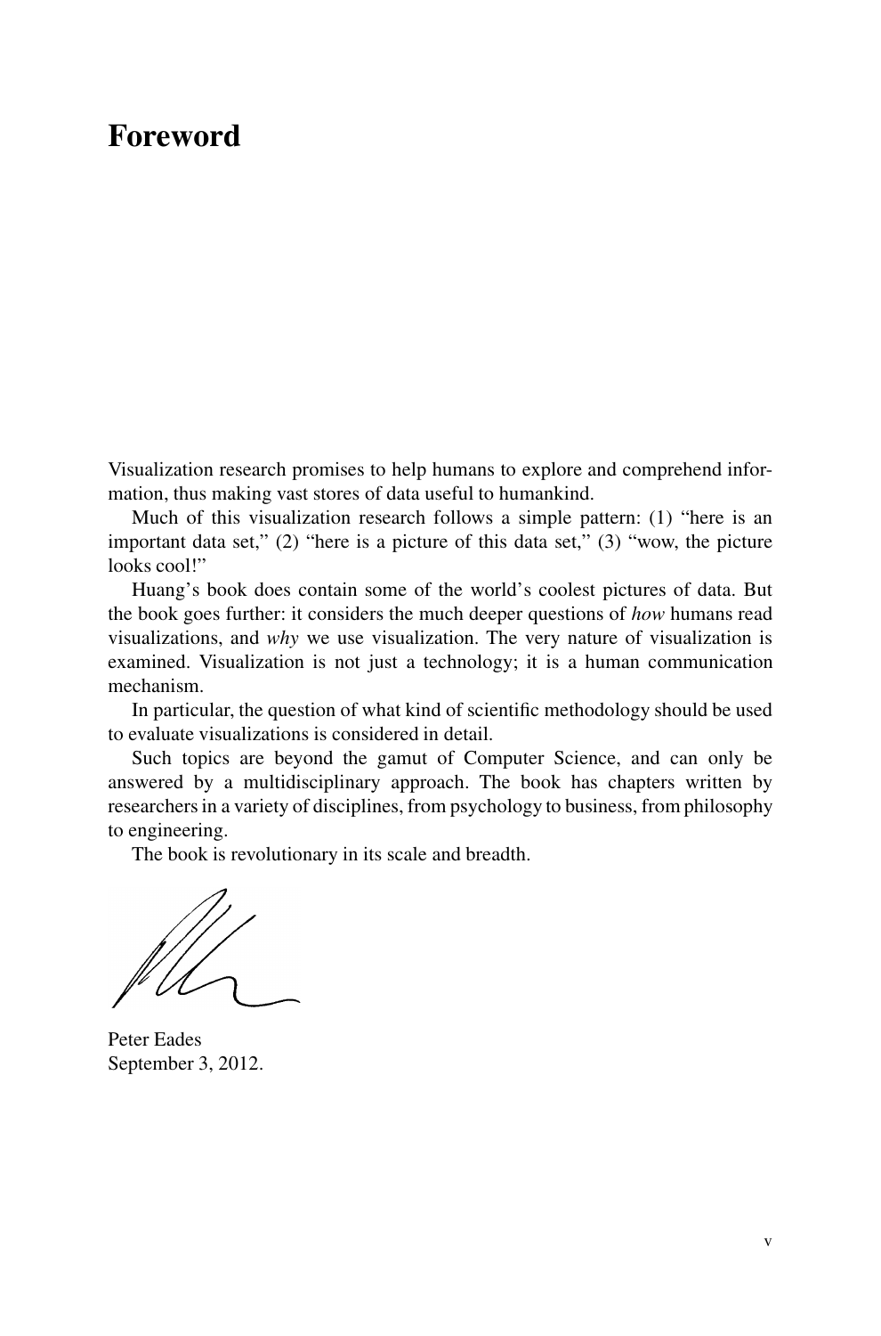# Foreword

Visualization research promises to help humans to explore and comprehend information, thus making vast stores of data useful to humankind.

Much of this visualization research follows a simple pattern: (1) "here is an important data set," (2) "here is a picture of this data set," (3) "wow, the picture looks cool!"

Huang's book does contain some of the world's coolest pictures of data. But the book goes further: it considers the much deeper questions of *how* humans read visualizations, and *why* we use visualization. The very nature of visualization is examined. Visualization is not just a technology; it is a human communication mechanism.

In particular, the question of what kind of scientific methodology should be used to evaluate visualizations is considered in detail.

Such topics are beyond the gamut of Computer Science, and can only be answered by a multidisciplinary approach. The book has chapters written by researchers in a variety of disciplines, from psychology to business, from philosophy to engineering.

The book is revolutionary in its scale and breadth.

Peter Eades
September 3, 2012.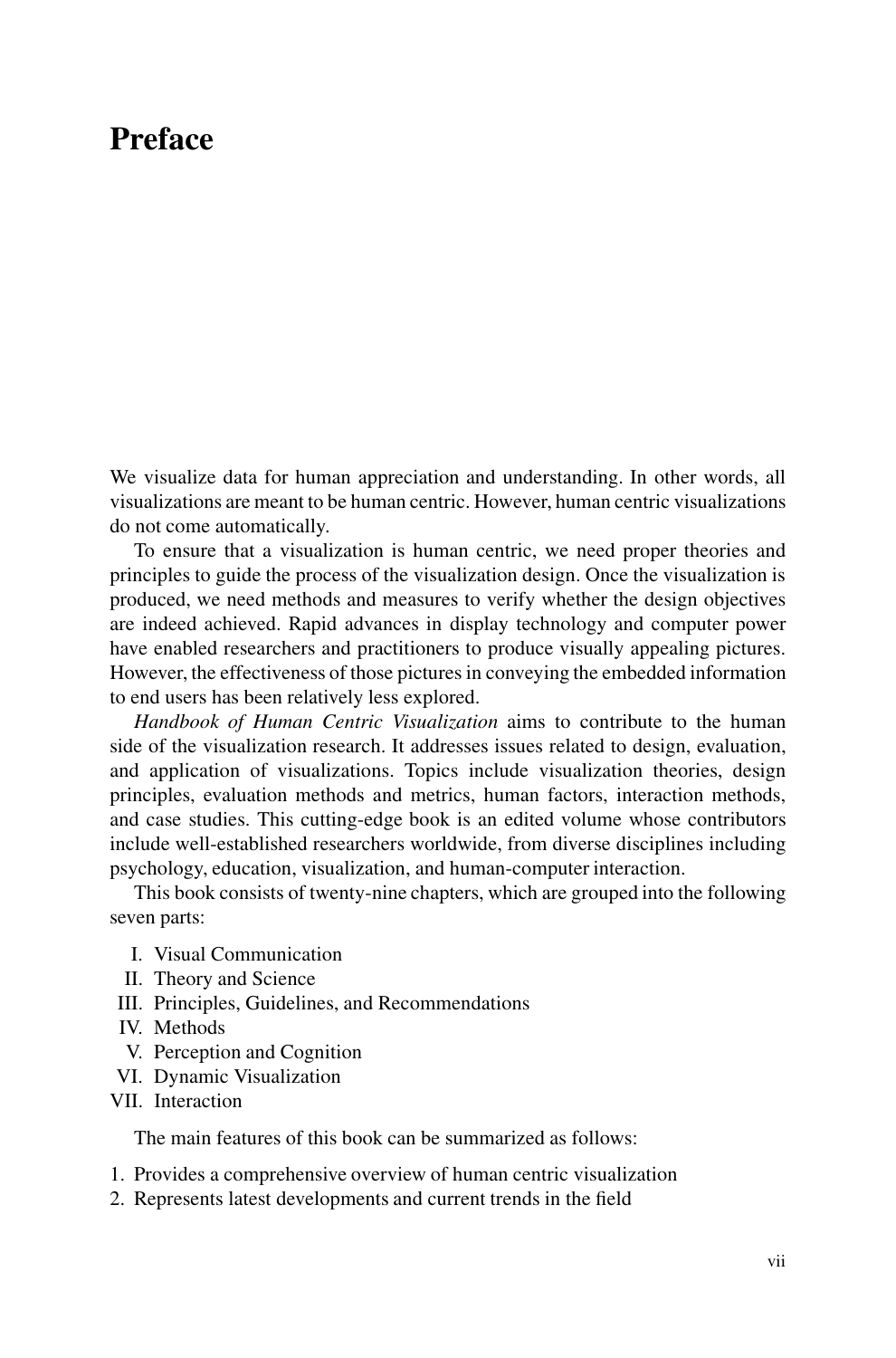# Preface

We visualize data for human appreciation and understanding. In other words, all visualizations are meant to be human centric. However, human centric visualizations do not come automatically.

To ensure that a visualization is human centric, we need proper theories and principles to guide the process of the visualization design. Once the visualization is produced, we need methods and measures to verify whether the design objectives are indeed achieved. Rapid advances in display technology and computer power have enabled researchers and practitioners to produce visually appealing pictures. However, the effectiveness of those pictures in conveying the embedded information to end users has been relatively less explored.

*Handbook of Human Centric Visualization* aims to contribute to the human side of the visualization research. It addresses issues related to design, evaluation, and application of visualizations. Topics include visualization theories, design principles, evaluation methods and metrics, human factors, interaction methods, and case studies. This cutting-edge book is an edited volume whose contributors include well-established researchers worldwide, from diverse disciplines including psychology, education, visualization, and human-computer interaction.

This book consists of twenty-nine chapters, which are grouped into the following seven parts:

I. Visual Communication
II. Theory and Science
III. Principles, Guidelines, and Recommendations
IV. Methods
V. Perception and Cognition
VI. Dynamic Visualization
VII. Interaction

The main features of this book can be summarized as follows:

1. Provides a comprehensive overview of human centric visualization
2. Represents latest developments and current trends in the field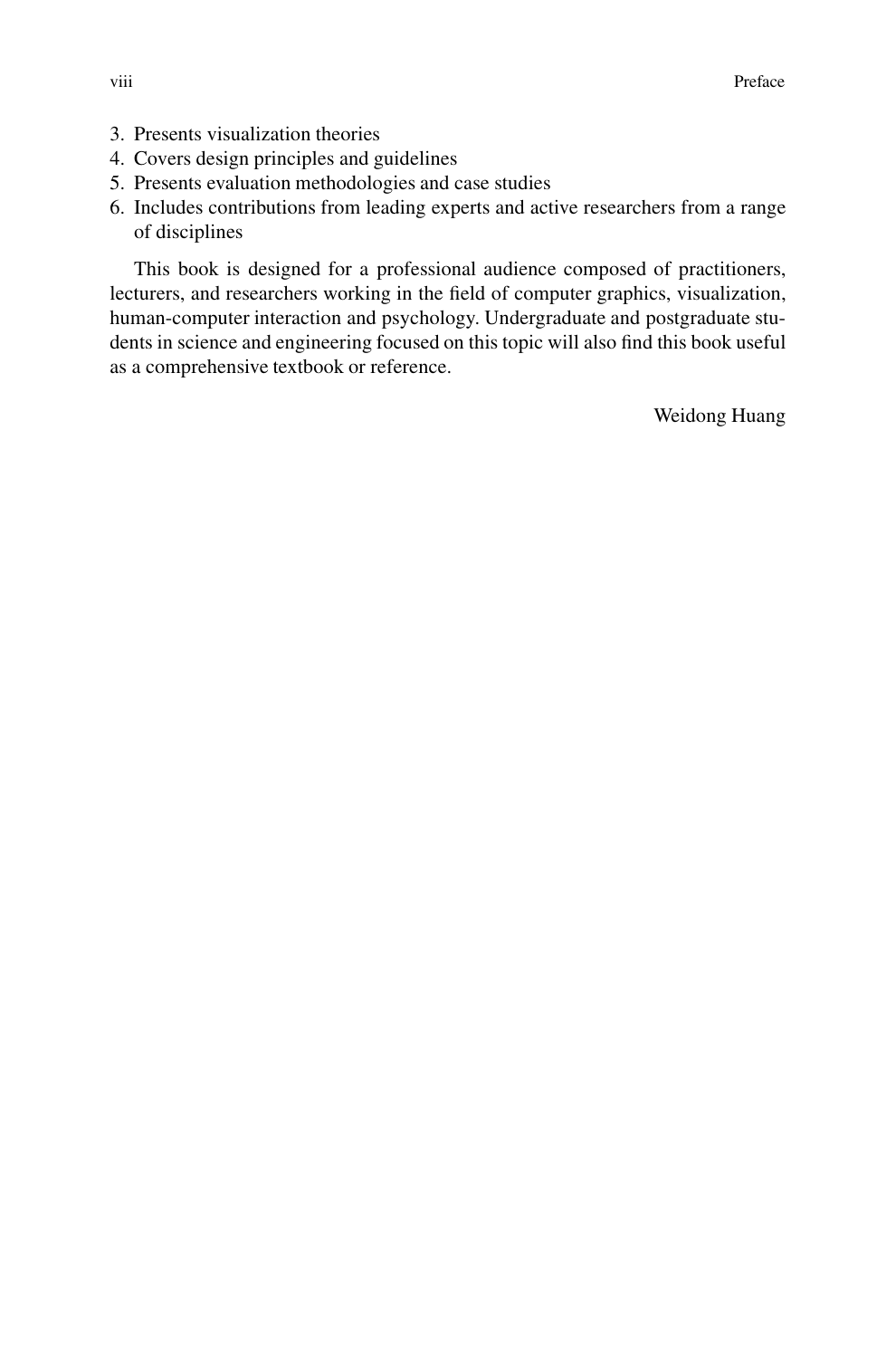3. Presents visualization theories
4. Covers design principles and guidelines
5. Presents evaluation methodologies and case studies
6. Includes contributions from leading experts and active researchers from a range of disciplines

This book is designed for a professional audience composed of practitioners, lecturers, and researchers working in the field of computer graphics, visualization, human-computer interaction and psychology. Undergraduate and postgraduate students in science and engineering focused on this topic will also find this book useful as a comprehensive textbook or reference.

Weidong Huang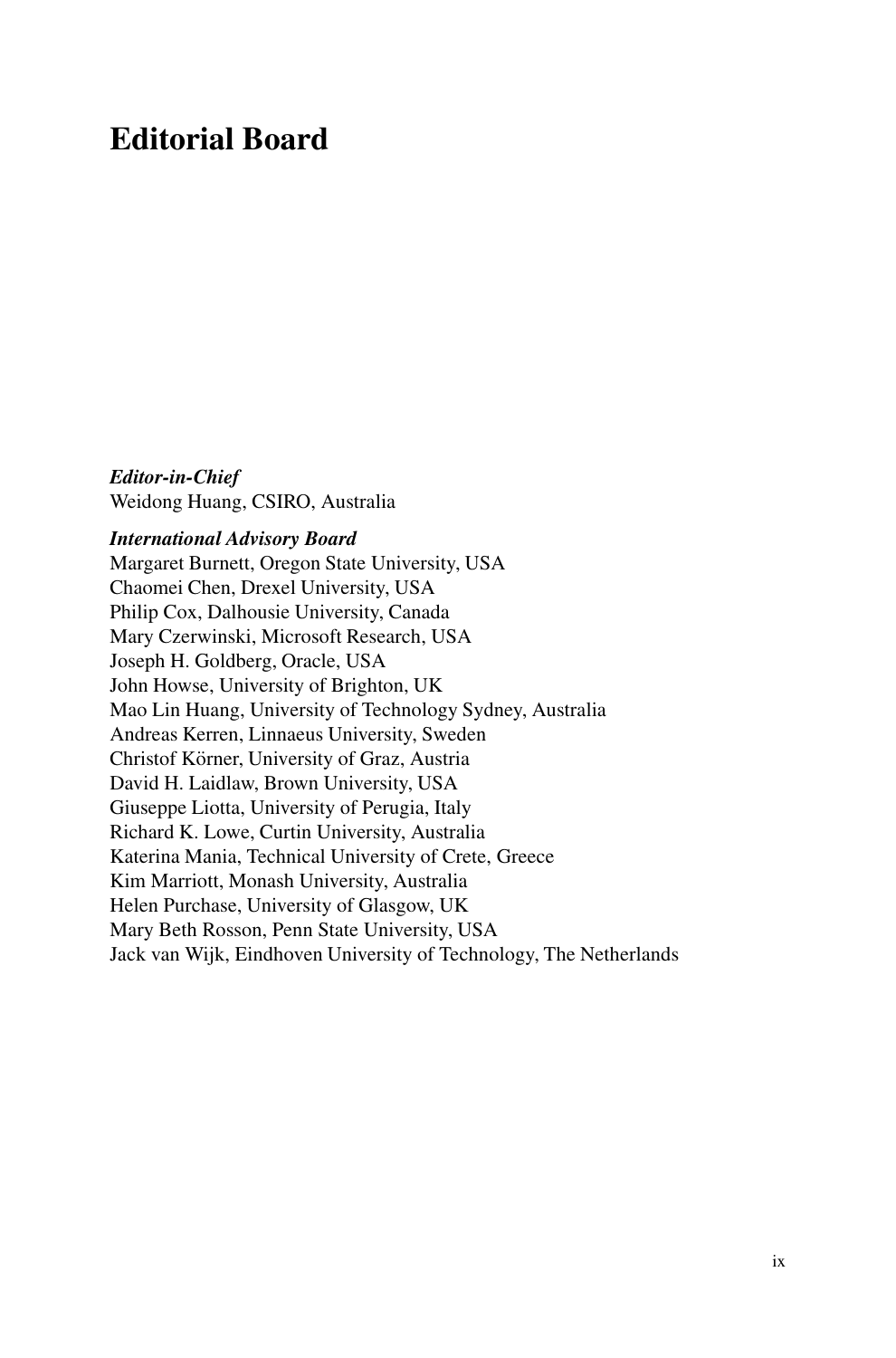# Editorial Board

***Editor-in-Chief***
Weidong Huang, CSIRO, Australia

***International Advisory Board***
Margaret Burnett, Oregon State University, USA
Chaomei Chen, Drexel University, USA
Philip Cox, Dalhousie University, Canada
Mary Czerwinski, Microsoft Research, USA
Joseph H. Goldberg, Oracle, USA
John Howse, University of Brighton, UK
Mao Lin Huang, University of Technology Sydney, Australia
Andreas Kerren, Linnaeus University, Sweden
Christof Körner, University of Graz, Austria
David H. Laidlaw, Brown University, USA
Giuseppe Liotta, University of Perugia, Italy
Richard K. Lowe, Curtin University, Australia
Katerina Mania, Technical University of Crete, Greece
Kim Marriott, Monash University, Australia
Helen Purchase, University of Glasgow, UK
Mary Beth Rosson, Penn State University, USA
Jack van Wijk, Eindhoven University of Technology, The Netherlands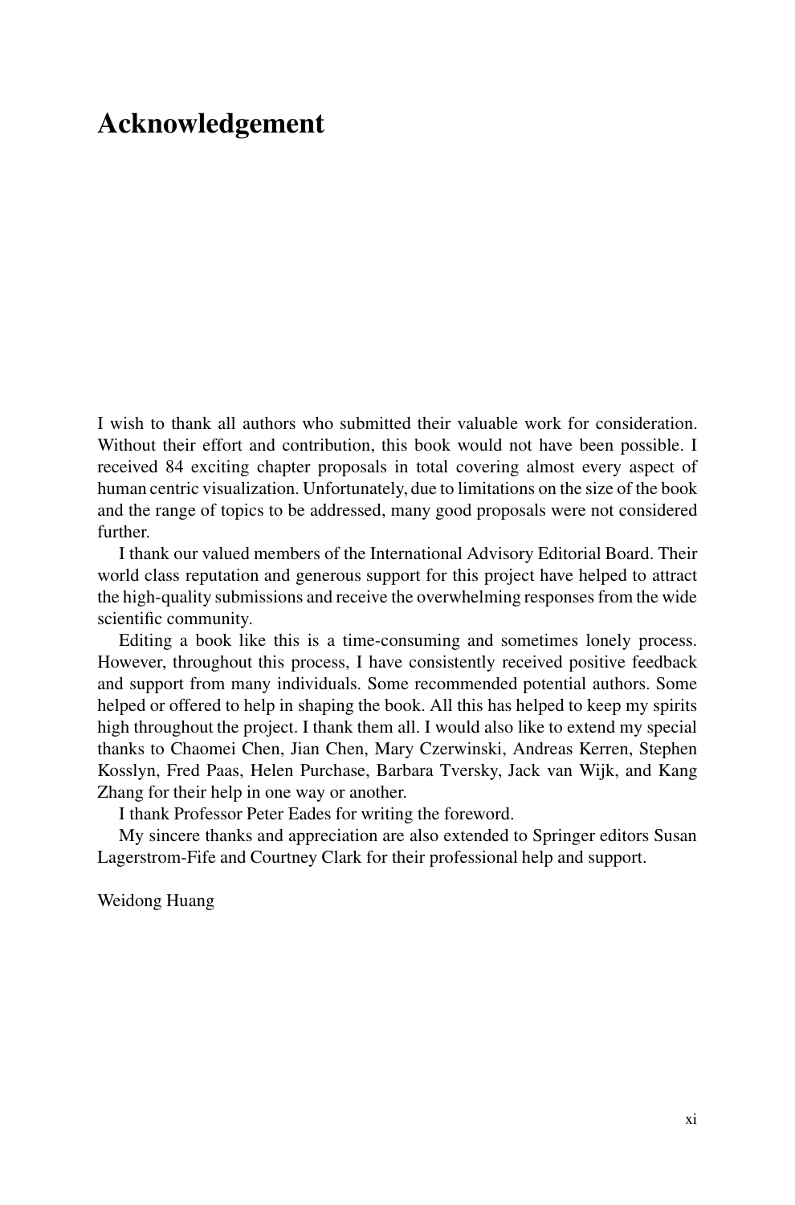# Acknowledgement

I wish to thank all authors who submitted their valuable work for consideration. Without their effort and contribution, this book would not have been possible. I received 84 exciting chapter proposals in total covering almost every aspect of human centric visualization. Unfortunately, due to limitations on the size of the book and the range of topics to be addressed, many good proposals were not considered further.

I thank our valued members of the International Advisory Editorial Board. Their world class reputation and generous support for this project have helped to attract the high-quality submissions and receive the overwhelming responses from the wide scientific community.

Editing a book like this is a time-consuming and sometimes lonely process. However, throughout this process, I have consistently received positive feedback and support from many individuals. Some recommended potential authors. Some helped or offered to help in shaping the book. All this has helped to keep my spirits high throughout the project. I thank them all. I would also like to extend my special thanks to Chaomei Chen, Jian Chen, Mary Czerwinski, Andreas Kerren, Stephen Kosslyn, Fred Paas, Helen Purchase, Barbara Tversky, Jack van Wijk, and Kang Zhang for their help in one way or another.

I thank Professor Peter Eades for writing the foreword.

My sincere thanks and appreciation are also extended to Springer editors Susan Lagerstrom-Fife and Courtney Clark for their professional help and support.

Weidong Huang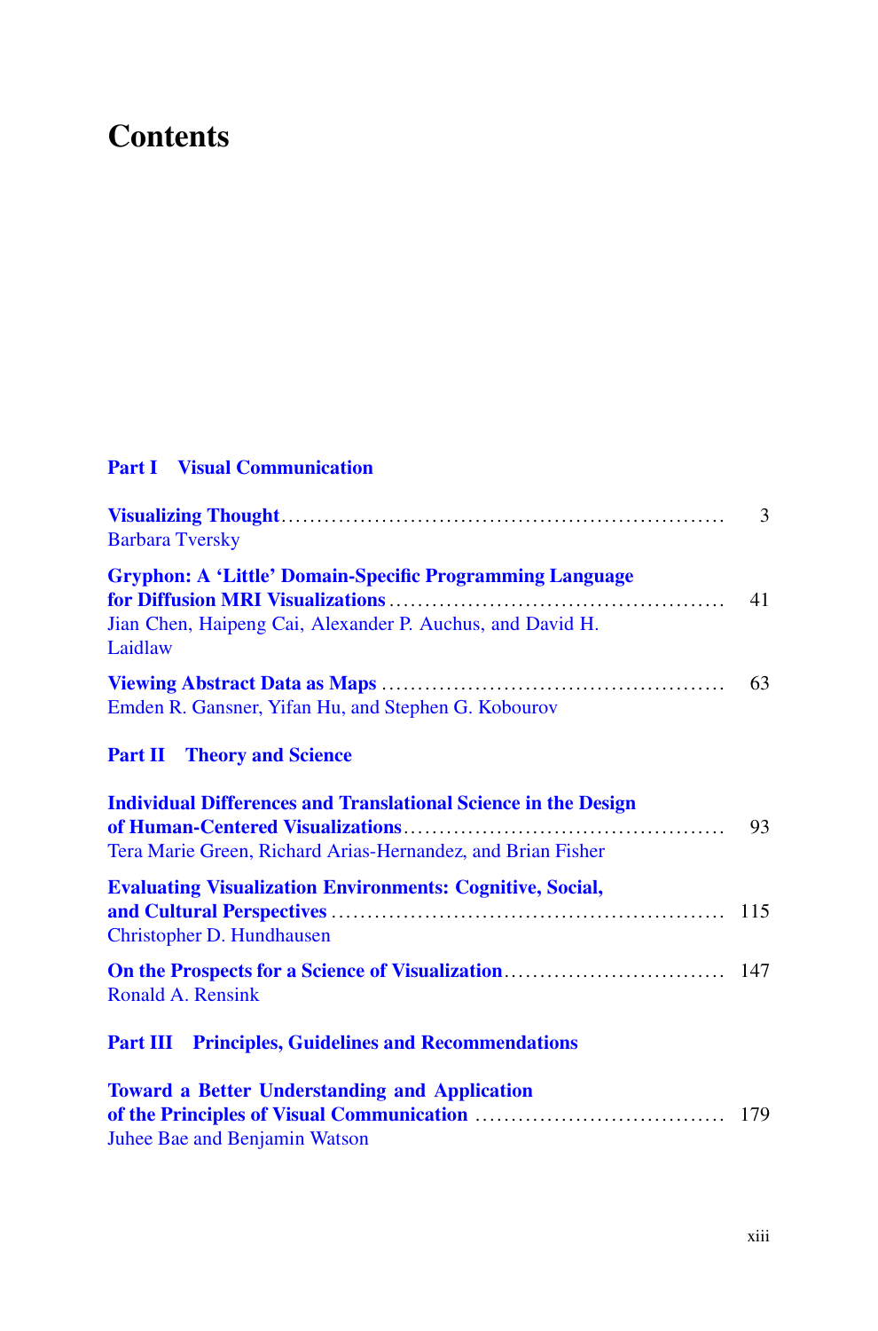# Contents

## Part I Visual Communication

**Visualizing Thought** ... 3
Barbara Tversky

**Gryphon: A 'Little' Domain-Specific Programming Language for Diffusion MRI Visualizations** ... 41
Jian Chen, Haipeng Cai, Alexander P. Auchus, and David H. Laidlaw

**Viewing Abstract Data as Maps** ... 63
Emden R. Gansner, Yifan Hu, and Stephen G. Kobourov

## Part II Theory and Science

**Individual Differences and Translational Science in the Design of Human-Centered Visualizations** ... 93
Tera Marie Green, Richard Arias-Hernandez, and Brian Fisher

**Evaluating Visualization Environments: Cognitive, Social, and Cultural Perspectives** ... 115
Christopher D. Hundhausen

**On the Prospects for a Science of Visualization** ... 147
Ronald A. Rensink

## Part III Principles, Guidelines and Recommendations

**Toward a Better Understanding and Application of the Principles of Visual Communication** ... 179
Juhee Bae and Benjamin Watson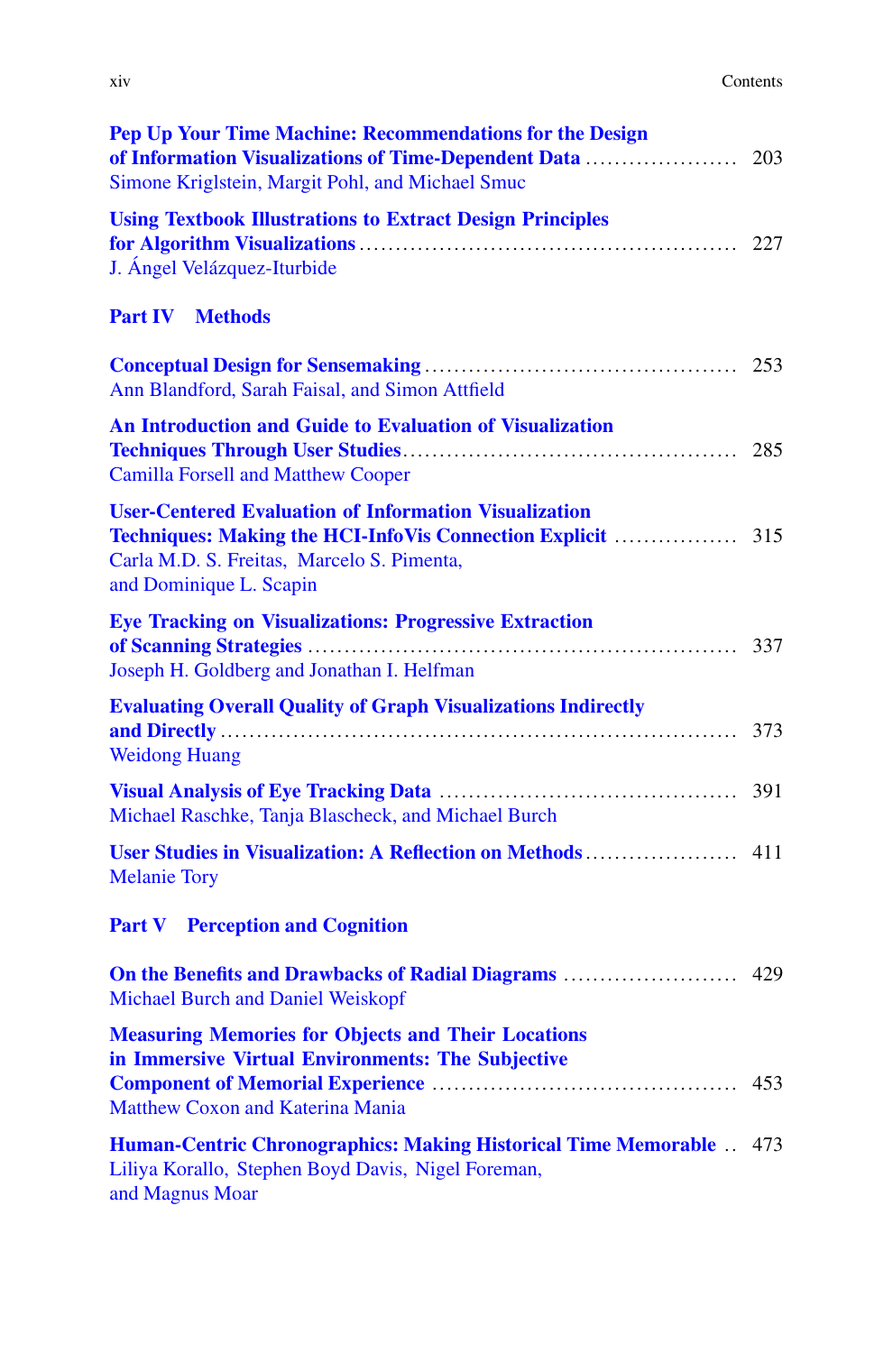**Pep Up Your Time Machine: Recommendations for the Design of Information Visualizations of Time-Dependent Data** ..................... 203
Simone Kriglstein, Margit Pohl, and Michael Smuc

**Using Textbook Illustrations to Extract Design Principles for Algorithm Visualizations** .................................................... 227
J. Ángel Velázquez-Iturbide

## Part IV Methods

**Conceptual Design for Sensemaking** ........................................... 253
Ann Blandford, Sarah Faisal, and Simon Attfield

**An Introduction and Guide to Evaluation of Visualization Techniques Through User Studies** .............................................. 285
Camilla Forsell and Matthew Cooper

**User-Centered Evaluation of Information Visualization Techniques: Making the HCI-InfoVis Connection Explicit** ................. 315
Carla M.D. S. Freitas, Marcelo S. Pimenta, and Dominique L. Scapin

**Eye Tracking on Visualizations: Progressive Extraction of Scanning Strategies** .......................................................... 337
Joseph H. Goldberg and Jonathan I. Helfman

**Evaluating Overall Quality of Graph Visualizations Indirectly and Directly** ..................................................................... 373
Weidong Huang

**Visual Analysis of Eye Tracking Data** ........................................ 391
Michael Raschke, Tanja Blascheck, and Michael Burch

**User Studies in Visualization: A Reflection on Methods** ..................... 411
Melanie Tory

## Part V Perception and Cognition

**On the Benefits and Drawbacks of Radial Diagrams** ........................ 429
Michael Burch and Daniel Weiskopf

**Measuring Memories for Objects and Their Locations in Immersive Virtual Environments: The Subjective Component of Memorial Experience** .......................................... 453
Matthew Coxon and Katerina Mania

**Human-Centric Chronographics: Making Historical Time Memorable** .. 473
Liliya Korallo, Stephen Boyd Davis, Nigel Foreman, and Magnus Moar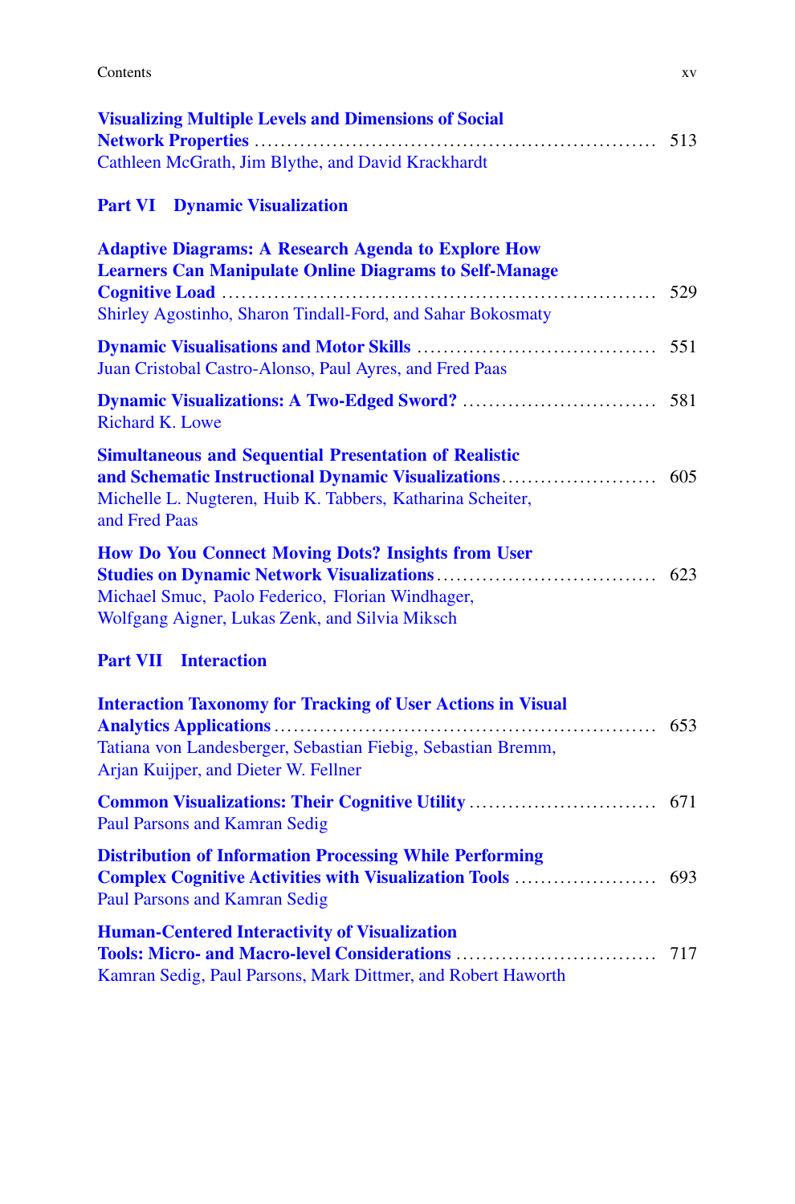**Visualizing Multiple Levels and Dimensions of Social Network Properties** ............ 513
Cathleen McGrath, Jim Blythe, and David Krackhardt

## Part VI Dynamic Visualization

**Adaptive Diagrams: A Research Agenda to Explore How Learners Can Manipulate Online Diagrams to Self-Manage Cognitive Load** ............ 529
Shirley Agostinho, Sharon Tindall-Ford, and Sahar Bokosmaty

**Dynamic Visualisations and Motor Skills** ............ 551
Juan Cristobal Castro-Alonso, Paul Ayres, and Fred Paas

**Dynamic Visualizations: A Two-Edged Sword?** ............ 581
Richard K. Lowe

**Simultaneous and Sequential Presentation of Realistic and Schematic Instructional Dynamic Visualizations** ............ 605
Michelle L. Nugteren, Huib K. Tabbers, Katharina Scheiter, and Fred Paas

**How Do You Connect Moving Dots? Insights from User Studies on Dynamic Network Visualizations** ............ 623
Michael Smuc, Paolo Federico, Florian Windhager, Wolfgang Aigner, Lukas Zenk, and Silvia Miksch

## Part VII Interaction

**Interaction Taxonomy for Tracking of User Actions in Visual Analytics Applications** ............ 653
Tatiana von Landesberger, Sebastian Fiebig, Sebastian Bremm, Arjan Kuijper, and Dieter W. Fellner

**Common Visualizations: Their Cognitive Utility** ............ 671
Paul Parsons and Kamran Sedig

**Distribution of Information Processing While Performing Complex Cognitive Activities with Visualization Tools** ............ 693
Paul Parsons and Kamran Sedig

**Human-Centered Interactivity of Visualization Tools: Micro- and Macro-level Considerations** ............ 717
Kamran Sedig, Paul Parsons, Mark Dittmer, and Robert Haworth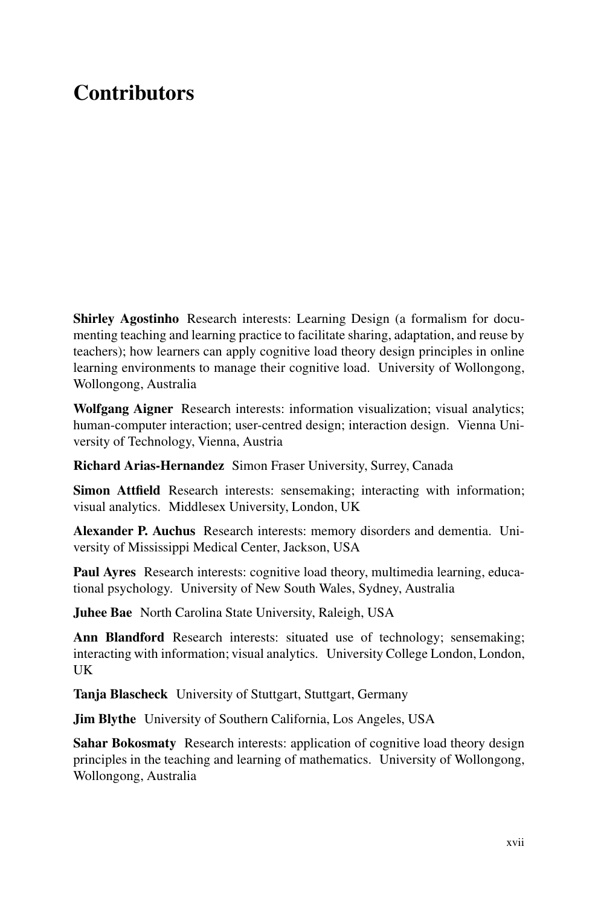# Contributors

**Shirley Agostinho** Research interests: Learning Design (a formalism for documenting teaching and learning practice to facilitate sharing, adaptation, and reuse by teachers); how learners can apply cognitive load theory design principles in online learning environments to manage their cognitive load. University of Wollongong, Wollongong, Australia

**Wolfgang Aigner** Research interests: information visualization; visual analytics; human-computer interaction; user-centred design; interaction design. Vienna University of Technology, Vienna, Austria

**Richard Arias-Hernandez** Simon Fraser University, Surrey, Canada

**Simon Attfield** Research interests: sensemaking; interacting with information; visual analytics. Middlesex University, London, UK

**Alexander P. Auchus** Research interests: memory disorders and dementia. University of Mississippi Medical Center, Jackson, USA

**Paul Ayres** Research interests: cognitive load theory, multimedia learning, educational psychology. University of New South Wales, Sydney, Australia

**Juhee Bae** North Carolina State University, Raleigh, USA

**Ann Blandford** Research interests: situated use of technology; sensemaking; interacting with information; visual analytics. University College London, London, UK

**Tanja Blascheck** University of Stuttgart, Stuttgart, Germany

**Jim Blythe** University of Southern California, Los Angeles, USA

**Sahar Bokosmaty** Research interests: application of cognitive load theory design principles in the teaching and learning of mathematics. University of Wollongong, Wollongong, Australia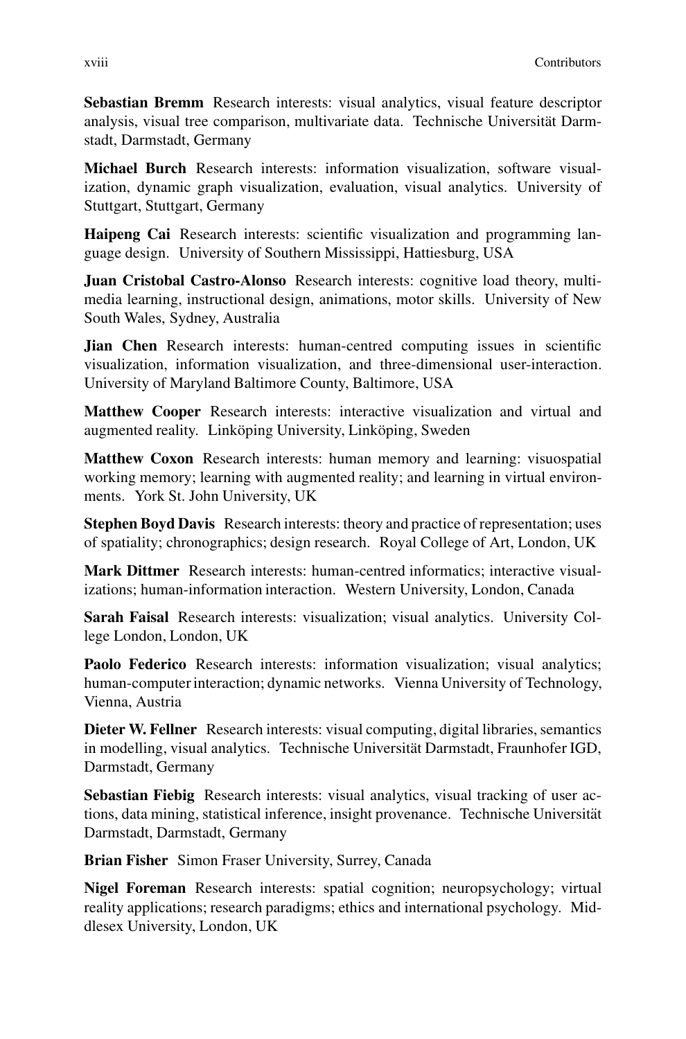**Sebastian Bremm** Research interests: visual analytics, visual feature descriptor analysis, visual tree comparison, multivariate data. Technische Universität Darmstadt, Darmstadt, Germany

**Michael Burch** Research interests: information visualization, software visualization, dynamic graph visualization, evaluation, visual analytics. University of Stuttgart, Stuttgart, Germany

**Haipeng Cai** Research interests: scientific visualization and programming language design. University of Southern Mississippi, Hattiesburg, USA

**Juan Cristobal Castro-Alonso** Research interests: cognitive load theory, multimedia learning, instructional design, animations, motor skills. University of New South Wales, Sydney, Australia

**Jian Chen** Research interests: human-centred computing issues in scientific visualization, information visualization, and three-dimensional user-interaction. University of Maryland Baltimore County, Baltimore, USA

**Matthew Cooper** Research interests: interactive visualization and virtual and augmented reality. Linköping University, Linköping, Sweden

**Matthew Coxon** Research interests: human memory and learning: visuospatial working memory; learning with augmented reality; and learning in virtual environments. York St. John University, UK

**Stephen Boyd Davis** Research interests: theory and practice of representation; uses of spatiality; chronographics; design research. Royal College of Art, London, UK

**Mark Dittmer** Research interests: human-centred informatics; interactive visualizations; human-information interaction. Western University, London, Canada

**Sarah Faisal** Research interests: visualization; visual analytics. University College London, London, UK

**Paolo Federico** Research interests: information visualization; visual analytics; human-computer interaction; dynamic networks. Vienna University of Technology, Vienna, Austria

**Dieter W. Fellner** Research interests: visual computing, digital libraries, semantics in modelling, visual analytics. Technische Universität Darmstadt, Fraunhofer IGD, Darmstadt, Germany

**Sebastian Fiebig** Research interests: visual analytics, visual tracking of user actions, data mining, statistical inference, insight provenance. Technische Universität Darmstadt, Darmstadt, Germany

**Brian Fisher** Simon Fraser University, Surrey, Canada

**Nigel Foreman** Research interests: spatial cognition; neuropsychology; virtual reality applications; research paradigms; ethics and international psychology. Middlesex University, London, UK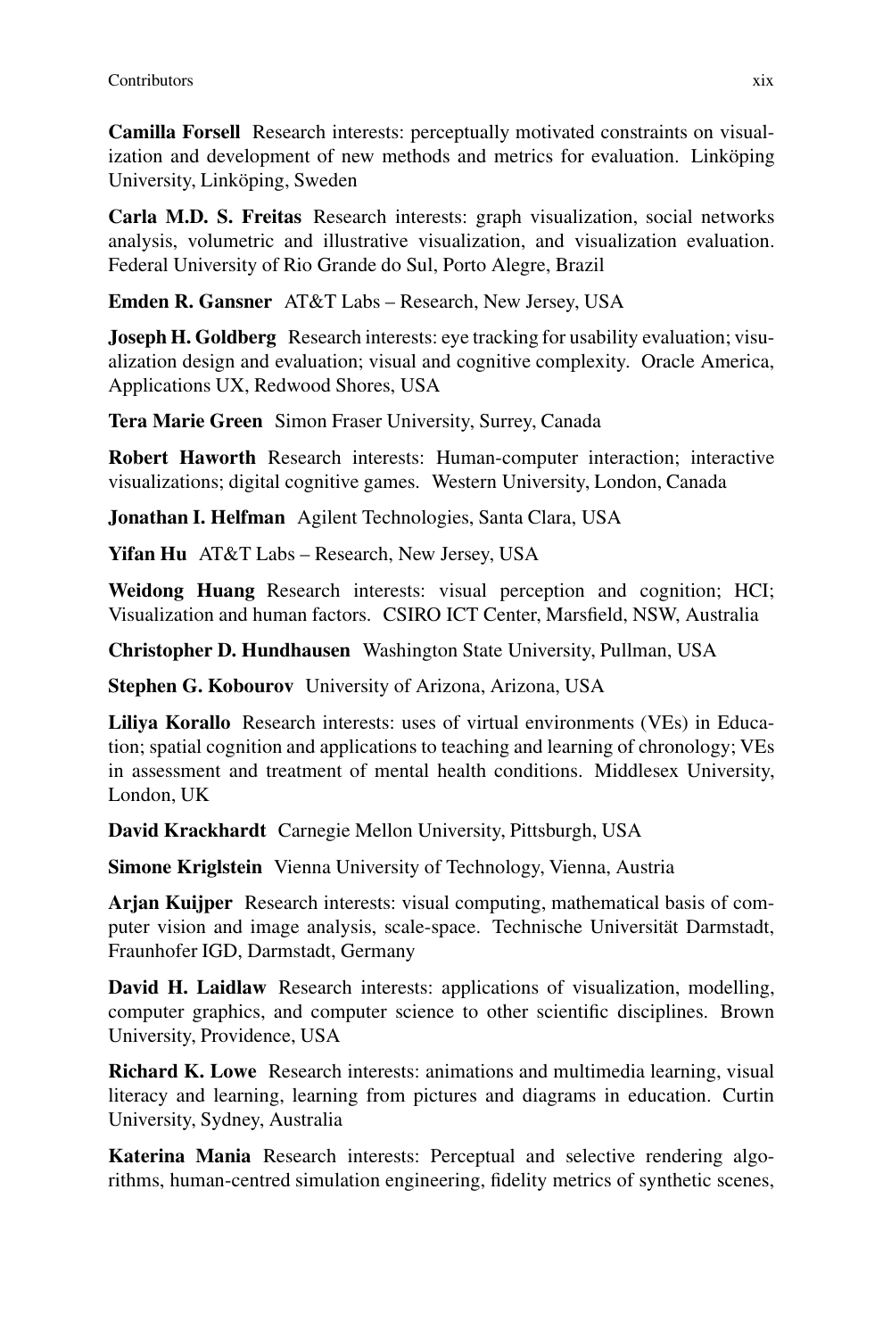**Camilla Forsell** Research interests: perceptually motivated constraints on visualization and development of new methods and metrics for evaluation. Linköping University, Linköping, Sweden

**Carla M.D. S. Freitas** Research interests: graph visualization, social networks analysis, volumetric and illustrative visualization, and visualization evaluation. Federal University of Rio Grande do Sul, Porto Alegre, Brazil

**Emden R. Gansner** AT&T Labs – Research, New Jersey, USA

**Joseph H. Goldberg** Research interests: eye tracking for usability evaluation; visualization design and evaluation; visual and cognitive complexity. Oracle America, Applications UX, Redwood Shores, USA

**Tera Marie Green** Simon Fraser University, Surrey, Canada

**Robert Haworth** Research interests: Human-computer interaction; interactive visualizations; digital cognitive games. Western University, London, Canada

**Jonathan I. Helfman** Agilent Technologies, Santa Clara, USA

**Yifan Hu** AT&T Labs – Research, New Jersey, USA

**Weidong Huang** Research interests: visual perception and cognition; HCI; Visualization and human factors. CSIRO ICT Center, Marsfield, NSW, Australia

**Christopher D. Hundhausen** Washington State University, Pullman, USA

**Stephen G. Kobourov** University of Arizona, Arizona, USA

**Liliya Korallo** Research interests: uses of virtual environments (VEs) in Education; spatial cognition and applications to teaching and learning of chronology; VEs in assessment and treatment of mental health conditions. Middlesex University, London, UK

**David Krackhardt** Carnegie Mellon University, Pittsburgh, USA

**Simone Kriglstein** Vienna University of Technology, Vienna, Austria

**Arjan Kuijper** Research interests: visual computing, mathematical basis of computer vision and image analysis, scale-space. Technische Universität Darmstadt, Fraunhofer IGD, Darmstadt, Germany

**David H. Laidlaw** Research interests: applications of visualization, modelling, computer graphics, and computer science to other scientific disciplines. Brown University, Providence, USA

**Richard K. Lowe** Research interests: animations and multimedia learning, visual literacy and learning, learning from pictures and diagrams in education. Curtin University, Sydney, Australia

**Katerina Mania** Research interests: Perceptual and selective rendering algorithms, human-centred simulation engineering, fidelity metrics of synthetic scenes,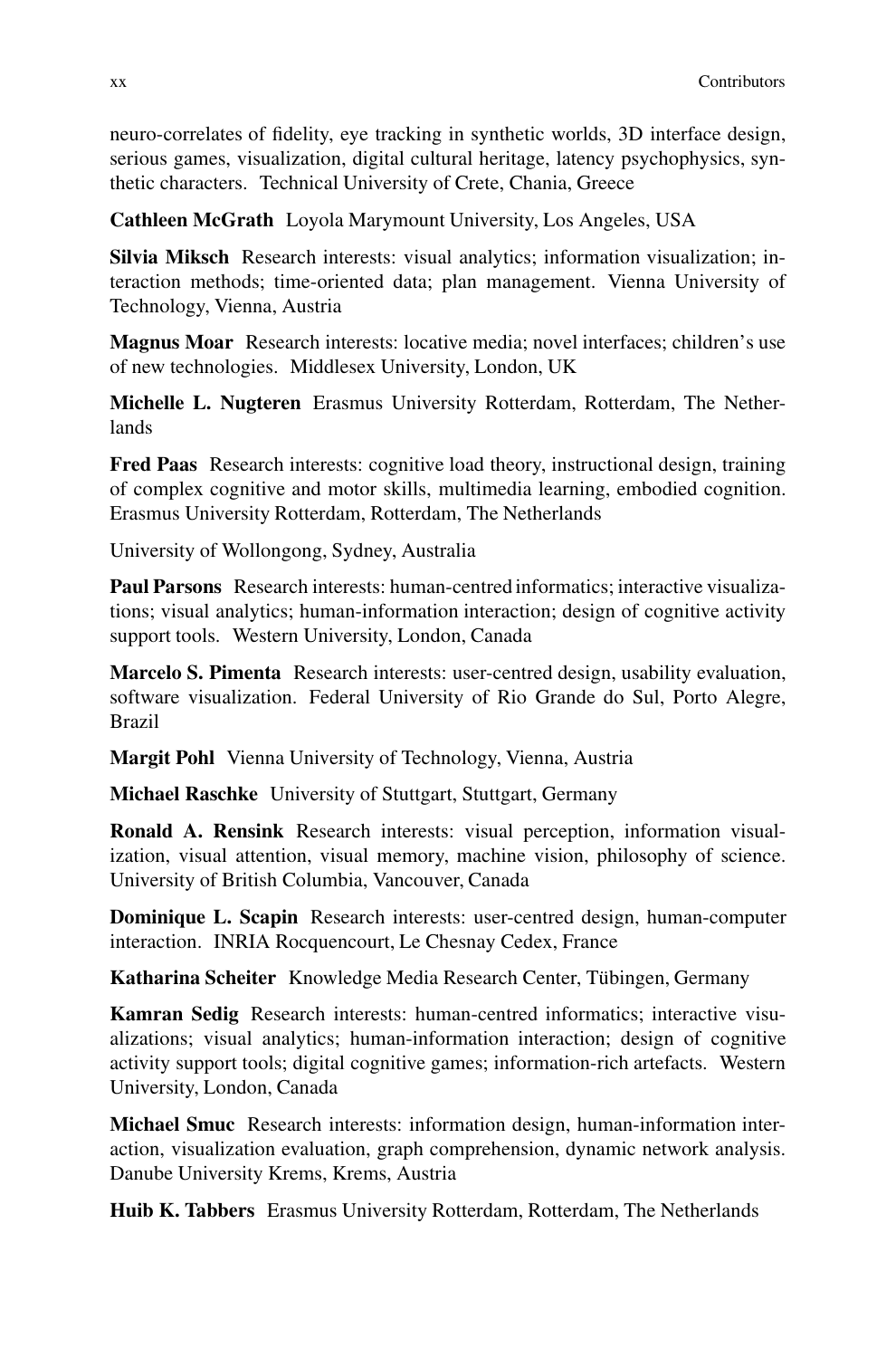neuro-correlates of fidelity, eye tracking in synthetic worlds, 3D interface design, serious games, visualization, digital cultural heritage, latency psychophysics, synthetic characters. Technical University of Crete, Chania, Greece

**Cathleen McGrath** Loyola Marymount University, Los Angeles, USA

**Silvia Miksch** Research interests: visual analytics; information visualization; interaction methods; time-oriented data; plan management. Vienna University of Technology, Vienna, Austria

**Magnus Moar** Research interests: locative media; novel interfaces; children's use of new technologies. Middlesex University, London, UK

**Michelle L. Nugteren** Erasmus University Rotterdam, Rotterdam, The Netherlands

**Fred Paas** Research interests: cognitive load theory, instructional design, training of complex cognitive and motor skills, multimedia learning, embodied cognition. Erasmus University Rotterdam, Rotterdam, The Netherlands

University of Wollongong, Sydney, Australia

**Paul Parsons** Research interests: human-centred informatics; interactive visualizations; visual analytics; human-information interaction; design of cognitive activity support tools. Western University, London, Canada

**Marcelo S. Pimenta** Research interests: user-centred design, usability evaluation, software visualization. Federal University of Rio Grande do Sul, Porto Alegre, Brazil

**Margit Pohl** Vienna University of Technology, Vienna, Austria

**Michael Raschke** University of Stuttgart, Stuttgart, Germany

**Ronald A. Rensink** Research interests: visual perception, information visualization, visual attention, visual memory, machine vision, philosophy of science. University of British Columbia, Vancouver, Canada

**Dominique L. Scapin** Research interests: user-centred design, human-computer interaction. INRIA Rocquencourt, Le Chesnay Cedex, France

**Katharina Scheiter** Knowledge Media Research Center, Tübingen, Germany

**Kamran Sedig** Research interests: human-centred informatics; interactive visualizations; visual analytics; human-information interaction; design of cognitive activity support tools; digital cognitive games; information-rich artefacts. Western University, London, Canada

**Michael Smuc** Research interests: information design, human-information interaction, visualization evaluation, graph comprehension, dynamic network analysis. Danube University Krems, Krems, Austria

**Huib K. Tabbers** Erasmus University Rotterdam, Rotterdam, The Netherlands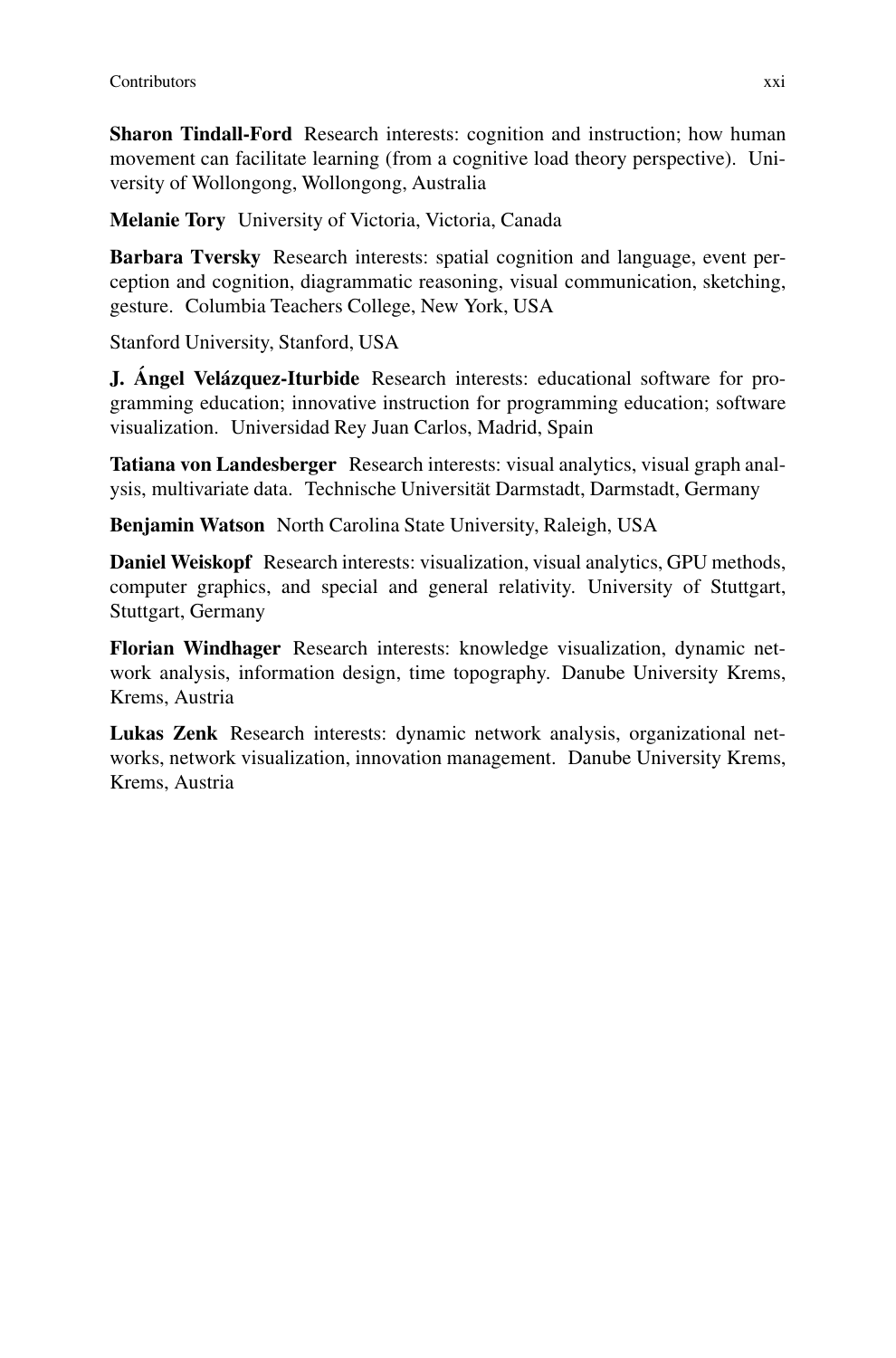**Sharon Tindall-Ford** Research interests: cognition and instruction; how human movement can facilitate learning (from a cognitive load theory perspective). University of Wollongong, Wollongong, Australia

**Melanie Tory** University of Victoria, Victoria, Canada

**Barbara Tversky** Research interests: spatial cognition and language, event perception and cognition, diagrammatic reasoning, visual communication, sketching, gesture. Columbia Teachers College, New York, USA

Stanford University, Stanford, USA

**J. Ángel Velázquez-Iturbide** Research interests: educational software for programming education; innovative instruction for programming education; software visualization. Universidad Rey Juan Carlos, Madrid, Spain

**Tatiana von Landesberger** Research interests: visual analytics, visual graph analysis, multivariate data. Technische Universität Darmstadt, Darmstadt, Germany

**Benjamin Watson** North Carolina State University, Raleigh, USA

**Daniel Weiskopf** Research interests: visualization, visual analytics, GPU methods, computer graphics, and special and general relativity. University of Stuttgart, Stuttgart, Germany

**Florian Windhager** Research interests: knowledge visualization, dynamic network analysis, information design, time topography. Danube University Krems, Krems, Austria

**Lukas Zenk** Research interests: dynamic network analysis, organizational networks, network visualization, innovation management. Danube University Krems, Krems, Austria